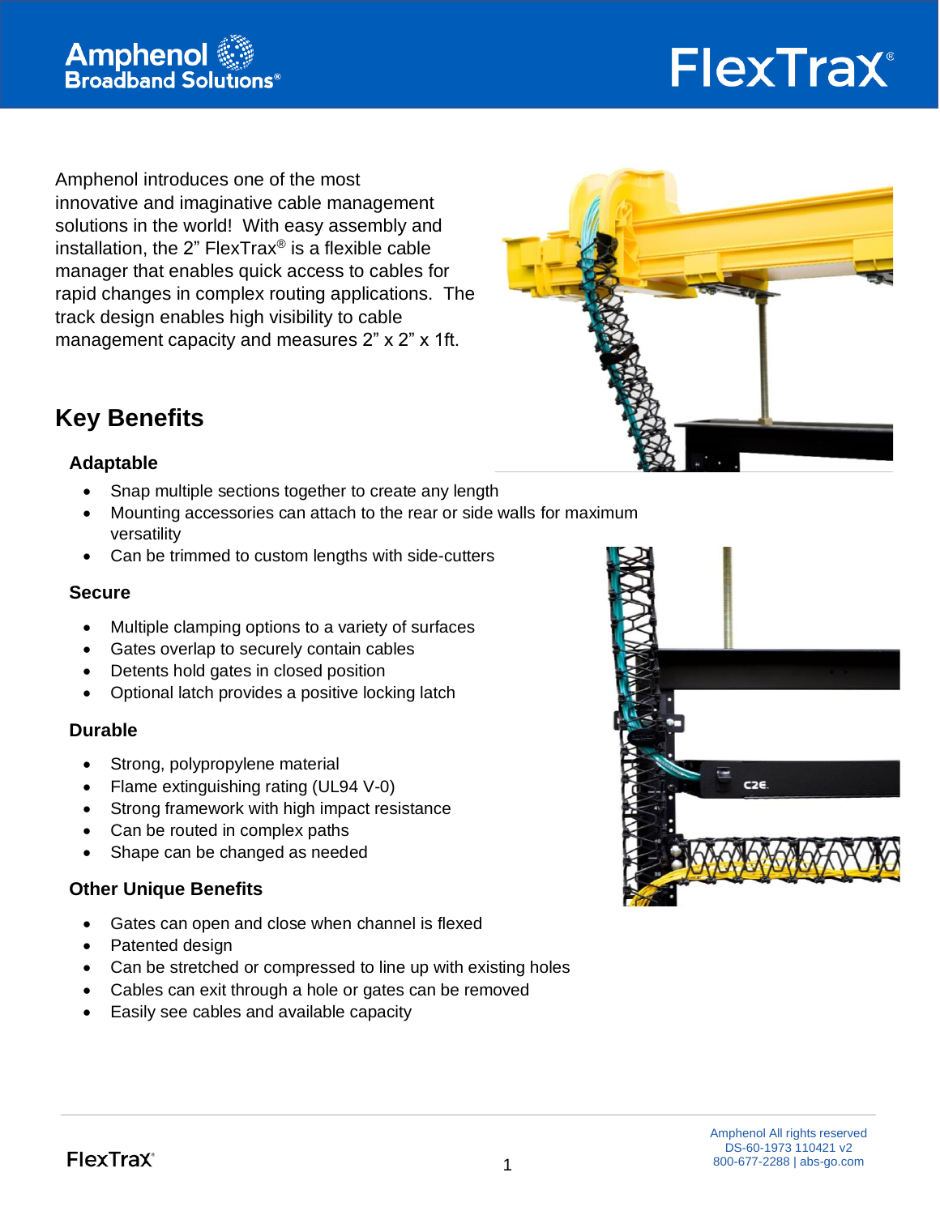# FlexTrax®

Amphenol introduces one of the most innovative and imaginative cable management solutions in the world! With easy assembly and installation, the 2" FlexTrax® is a flexible cable manager that enables quick access to cables for rapid changes in complex routing applications. The track design enables high visibility to cable management capacity and measures 2" x 2" x 1ft.

## Key Benefits

### Adaptable

- Snap multiple sections together to create any length
- Mounting accessories can attach to the rear or side walls for maximum versatility
- Can be trimmed to custom lengths with side-cutters

### Secure

- Multiple clamping options to a variety of surfaces
- Gates overlap to securely contain cables
- Detents hold gates in closed position
- Optional latch provides a positive locking latch

### Durable

- Strong, polypropylene material
- Flame extinguishing rating (UL94 V-0)
- Strong framework with high impact resistance
- Can be routed in complex paths
- Shape can be changed as needed

### Other Unique Benefits

- Gates can open and close when channel is flexed
- Patented design
- Can be stretched or compressed to line up with existing holes
- Cables can exit through a hole or gates can be removed
- Easily see cables and available capacity

Amphenol All rights reserved
DS-60-1973 110421 v2
800-677-2288 | abs-go.com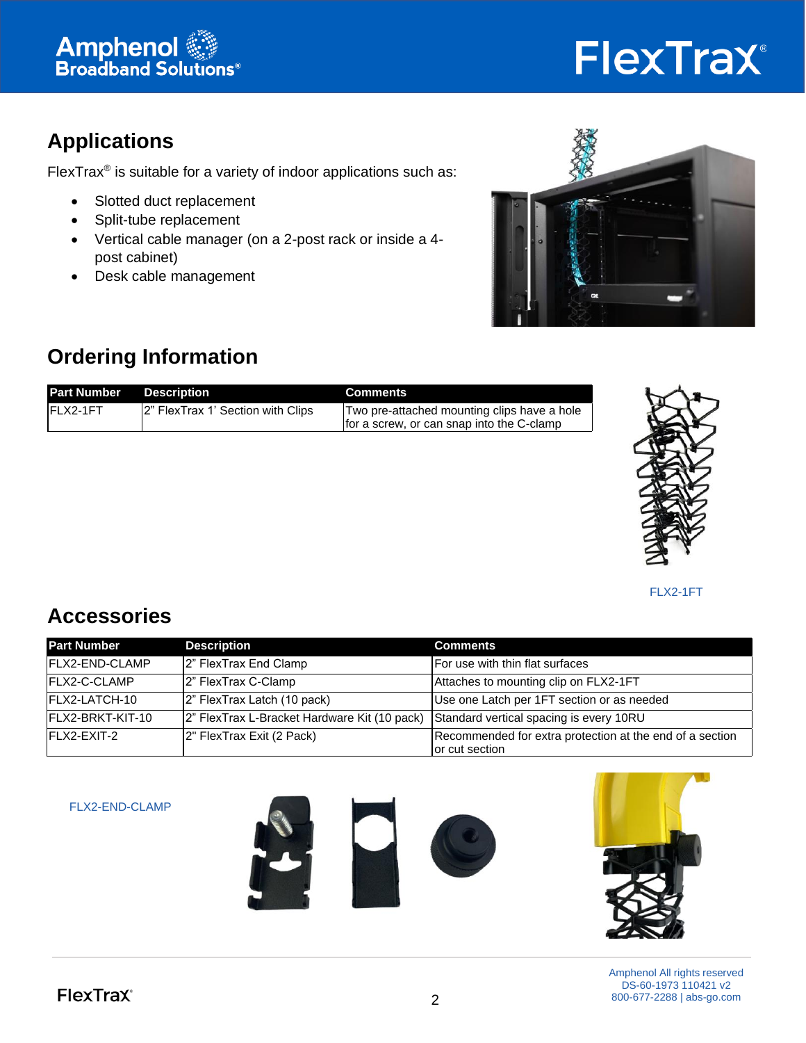## Applications

FlexTrax® is suitable for a variety of indoor applications such as:

- Slotted duct replacement
- Split-tube replacement
- Vertical cable manager (on a 2-post rack or inside a 4-post cabinet)
- Desk cable management

## Ordering Information

| Part Number | Description | Comments |
|---|---|---|
| FLX2-1FT | 2" FlexTrax 1' Section with Clips | Two pre-attached mounting clips have a hole for a screw, or can snap into the C-clamp |

FLX2-1FT

## Accessories

| Part Number | Description | Comments |
|---|---|---|
| FLX2-END-CLAMP | 2" FlexTrax End Clamp | For use with thin flat surfaces |
| FLX2-C-CLAMP | 2" FlexTrax C-Clamp | Attaches to mounting clip on FLX2-1FT |
| FLX2-LATCH-10 | 2" FlexTrax Latch (10 pack) | Use one Latch per 1FT section or as needed |
| FLX2-BRKT-KIT-10 | 2" FlexTrax L-Bracket Hardware Kit (10 pack) | Standard vertical spacing is every 10RU |
| FLX2-EXIT-2 | 2" FlexTrax Exit (2 Pack) | Recommended for extra protection at the end of a section or cut section |

FLX2-END-CLAMP

Amphenol All rights reserved
DS-60-1973 110421 v2
800-677-2288 | abs-go.com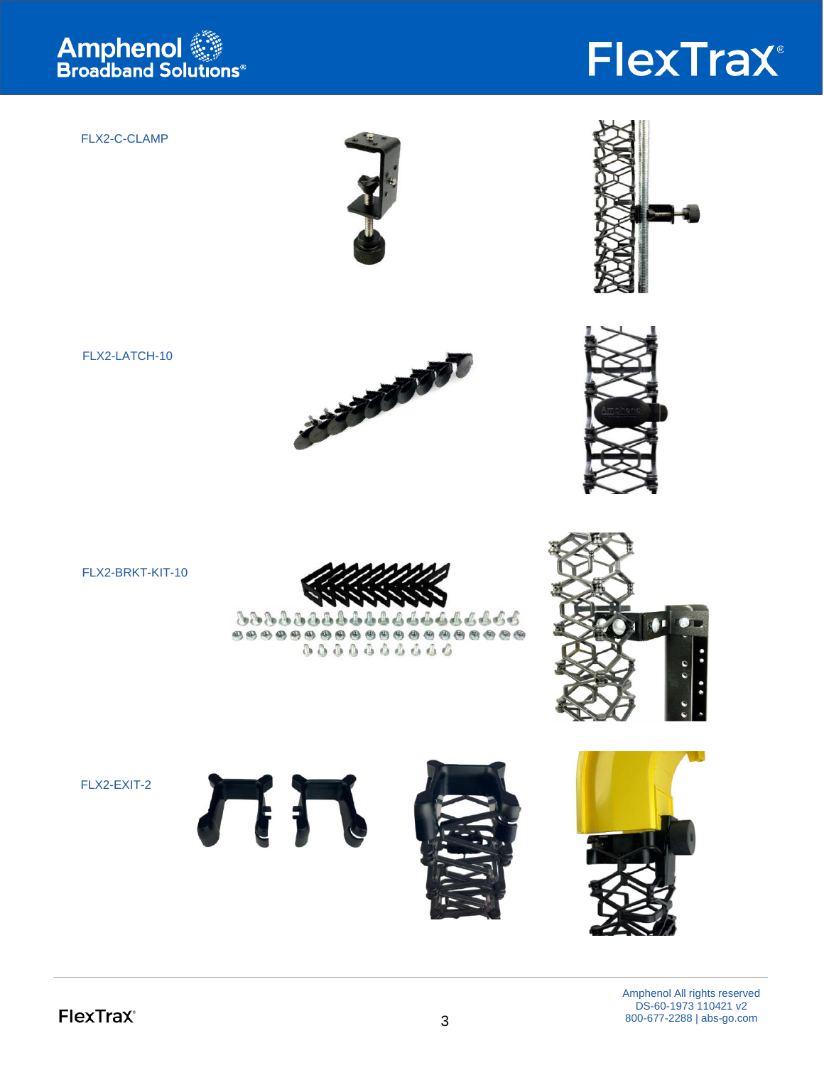FLX2-C-CLAMP

FLX2-LATCH-10

FLX2-BRKT-KIT-10

FLX2-EXIT-2

Amphenol All rights reserved
DS-60-1973 110421 v2
800-677-2288 | abs-go.com